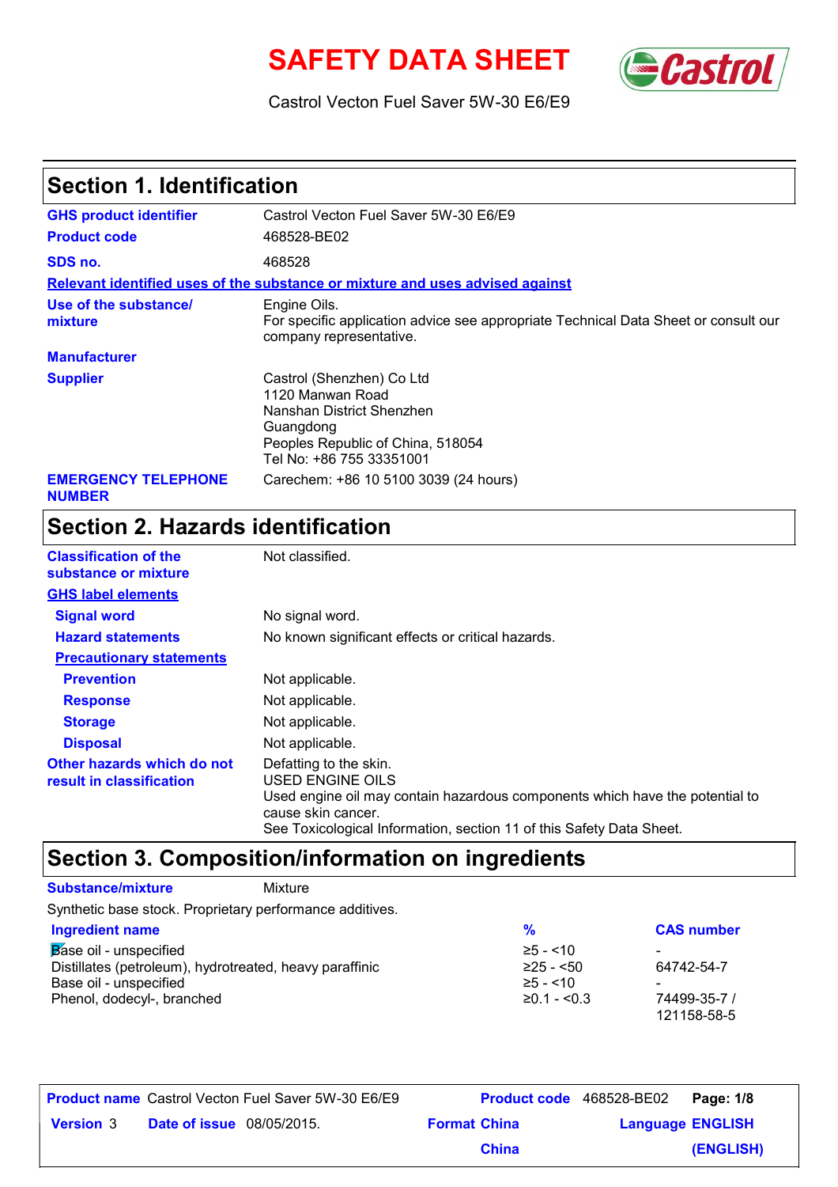# SAFETY DATA SHEET

Castrol Vecton Fuel Saver 5W-30 E6/E9

## Section 1. Identification

| | |
|---|---|
| **GHS product identifier** | Castrol Vecton Fuel Saver 5W-30 E6/E9 |
| **Product code** | 468528-BE02 |
| **SDS no.** | 468528 |

**Relevant identified uses of the substance or mixture and uses advised against**

| | |
|---|---|
| **Use of the substance/ mixture** | Engine Oils.<br>For specific application advice see appropriate Technical Data Sheet or consult our company representative. |
| **Manufacturer** | |
| **Supplier** | Castrol (Shenzhen) Co Ltd<br>1120 Manwan Road<br>Nanshan District Shenzhen<br>Guangdong<br>Peoples Republic of China, 518054<br>Tel No: +86 755 33351001 |
| **EMERGENCY TELEPHONE NUMBER** | Carechem: +86 10 5100 3039 (24 hours) |

## Section 2. Hazards identification

| | |
|---|---|
| **Classification of the substance or mixture** | Not classified. |

**GHS label elements**

| | |
|---|---|
| **Signal word** | No signal word. |
| **Hazard statements** | No known significant effects or critical hazards. |

**Precautionary statements**

| | |
|---|---|
| **Prevention** | Not applicable. |
| **Response** | Not applicable. |
| **Storage** | Not applicable. |
| **Disposal** | Not applicable. |
| **Other hazards which do not result in classification** | Defatting to the skin.<br>USED ENGINE OILS<br>Used engine oil may contain hazardous components which have the potential to cause skin cancer.<br>See Toxicological Information, section 11 of this Safety Data Sheet. |

## Section 3. Composition/information on ingredients

| | |
|---|---|
| **Substance/mixture** | Mixture |

Synthetic base stock. Proprietary performance additives.

| Ingredient name | % | CAS number |
|---|---|---|
| Base oil - unspecified | ≥5 - <10 | - |
| Distillates (petroleum), hydrotreated, heavy paraffinic | ≥25 - <50 | 64742-54-7 |
| Base oil - unspecified | ≥5 - <10 | - |
| Phenol, dodecyl-, branched | ≥0.1 - <0.3 | 74499-35-7 / 121158-58-5 |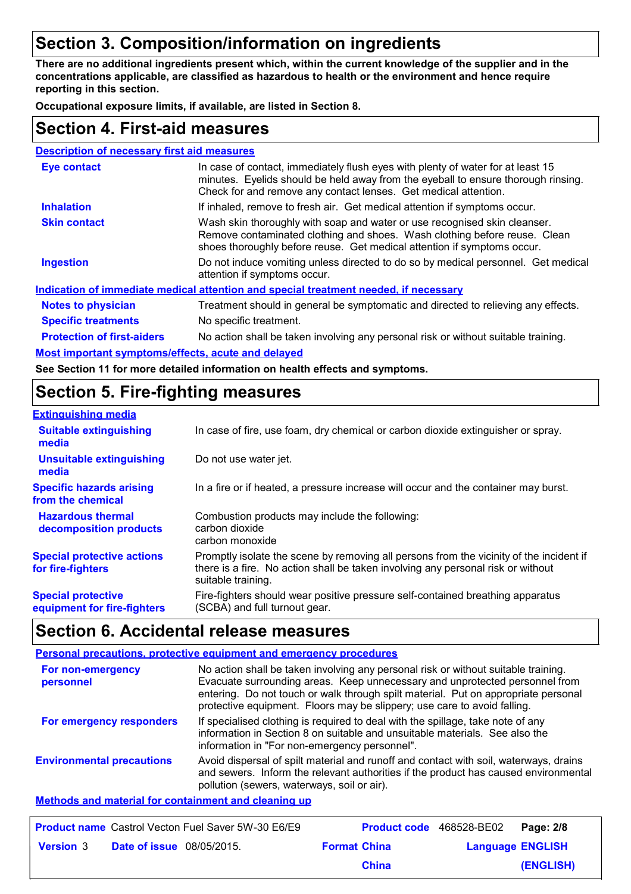## Section 3. Composition/information on ingredients

**There are no additional ingredients present which, within the current knowledge of the supplier and in the concentrations applicable, are classified as hazardous to health or the environment and hence require reporting in this section.**

**Occupational exposure limits, if available, are listed in Section 8.**

## Section 4. First-aid measures

### Description of necessary first aid measures

| | |
|---|---|
| **Eye contact** | In case of contact, immediately flush eyes with plenty of water for at least 15 minutes. Eyelids should be held away from the eyeball to ensure thorough rinsing. Check for and remove any contact lenses. Get medical attention. |
| **Inhalation** | If inhaled, remove to fresh air. Get medical attention if symptoms occur. |
| **Skin contact** | Wash skin thoroughly with soap and water or use recognised skin cleanser. Remove contaminated clothing and shoes. Wash clothing before reuse. Clean shoes thoroughly before reuse. Get medical attention if symptoms occur. |
| **Ingestion** | Do not induce vomiting unless directed to do so by medical personnel. Get medical attention if symptoms occur. |

### Indication of immediate medical attention and special treatment needed, if necessary

| | |
|---|---|
| **Notes to physician** | Treatment should in general be symptomatic and directed to relieving any effects. |
| **Specific treatments** | No specific treatment. |
| **Protection of first-aiders** | No action shall be taken involving any personal risk or without suitable training. |

### Most important symptoms/effects, acute and delayed

**See Section 11 for more detailed information on health effects and symptoms.**

## Section 5. Fire-fighting measures

### Extinguishing media

| | |
|---|---|
| **Suitable extinguishing media** | In case of fire, use foam, dry chemical or carbon dioxide extinguisher or spray. |
| **Unsuitable extinguishing media** | Do not use water jet. |
| **Specific hazards arising from the chemical** | In a fire or if heated, a pressure increase will occur and the container may burst. |
| **Hazardous thermal decomposition products** | Combustion products may include the following:<br>carbon dioxide<br>carbon monoxide |
| **Special protective actions for fire-fighters** | Promptly isolate the scene by removing all persons from the vicinity of the incident if there is a fire. No action shall be taken involving any personal risk or without suitable training. |
| **Special protective equipment for fire-fighters** | Fire-fighters should wear positive pressure self-contained breathing apparatus (SCBA) and full turnout gear. |

## Section 6. Accidental release measures

### Personal precautions, protective equipment and emergency procedures

| | |
|---|---|
| **For non-emergency personnel** | No action shall be taken involving any personal risk or without suitable training. Evacuate surrounding areas. Keep unnecessary and unprotected personnel from entering. Do not touch or walk through spilt material. Put on appropriate personal protective equipment. Floors may be slippery; use care to avoid falling. |
| **For emergency responders** | If specialised clothing is required to deal with the spillage, take note of any information in Section 8 on suitable and unsuitable materials. See also the information in "For non-emergency personnel". |
| **Environmental precautions** | Avoid dispersal of spilt material and runoff and contact with soil, waterways, drains and sewers. Inform the relevant authorities if the product has caused environmental pollution (sewers, waterways, soil or air). |

### Methods and material for containment and cleaning up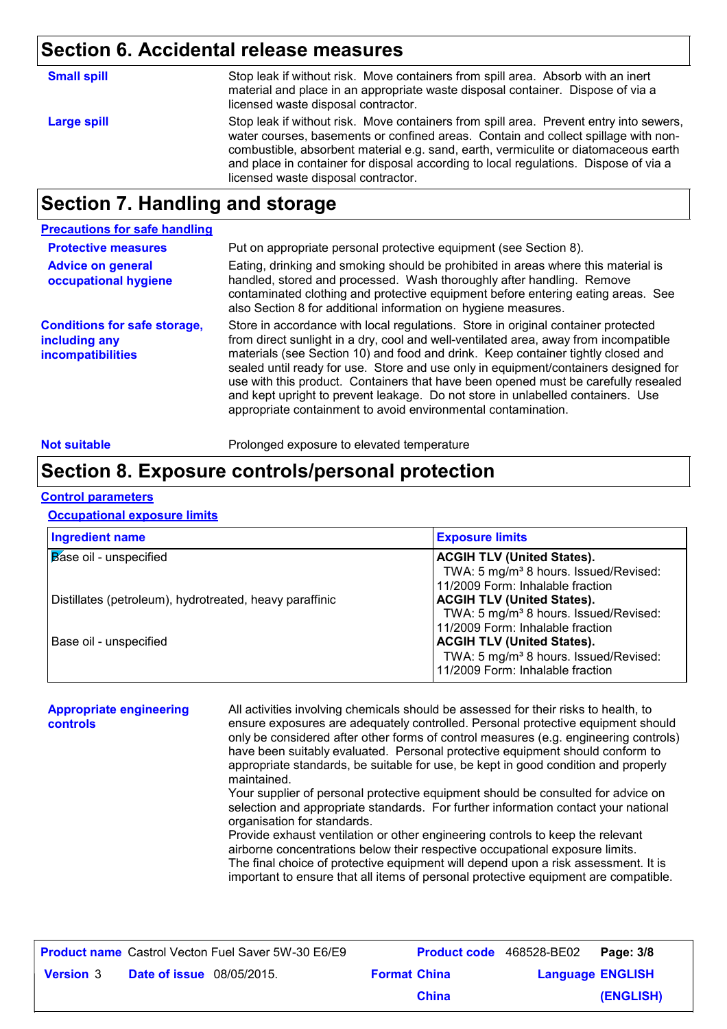## Section 6. Accidental release measures

**Small spill**

Stop leak if without risk. Move containers from spill area. Absorb with an inert material and place in an appropriate waste disposal container. Dispose of via a licensed waste disposal contractor.

**Large spill**

Stop leak if without risk. Move containers from spill area. Prevent entry into sewers, water courses, basements or confined areas. Contain and collect spillage with non-combustible, absorbent material e.g. sand, earth, vermiculite or diatomaceous earth and place in container for disposal according to local regulations. Dispose of via a licensed waste disposal contractor.

## Section 7. Handling and storage

### Precautions for safe handling

**Protective measures**

Put on appropriate personal protective equipment (see Section 8).

**Advice on general occupational hygiene**

Eating, drinking and smoking should be prohibited in areas where this material is handled, stored and processed. Wash thoroughly after handling. Remove contaminated clothing and protective equipment before entering eating areas. See also Section 8 for additional information on hygiene measures.

**Conditions for safe storage, including any incompatibilities**

Store in accordance with local regulations. Store in original container protected from direct sunlight in a dry, cool and well-ventilated area, away from incompatible materials (see Section 10) and food and drink. Keep container tightly closed and sealed until ready for use. Store and use only in equipment/containers designed for use with this product. Containers that have been opened must be carefully resealed and kept upright to prevent leakage. Do not store in unlabelled containers. Use appropriate containment to avoid environmental contamination.

**Not suitable**

Prolonged exposure to elevated temperature

## Section 8. Exposure controls/personal protection

### Control parameters

#### Occupational exposure limits

| Ingredient name | Exposure limits |
|---|---|
| Base oil - unspecified | **ACGIH TLV (United States).** TWA: 5 mg/m³ 8 hours. Issued/Revised: 11/2009 Form: Inhalable fraction |
| Distillates (petroleum), hydrotreated, heavy paraffinic | **ACGIH TLV (United States).** TWA: 5 mg/m³ 8 hours. Issued/Revised: 11/2009 Form: Inhalable fraction |
| Base oil - unspecified | **ACGIH TLV (United States).** TWA: 5 mg/m³ 8 hours. Issued/Revised: 11/2009 Form: Inhalable fraction |

**Appropriate engineering controls**

All activities involving chemicals should be assessed for their risks to health, to ensure exposures are adequately controlled. Personal protective equipment should only be considered after other forms of control measures (e.g. engineering controls) have been suitably evaluated. Personal protective equipment should conform to appropriate standards, be suitable for use, be kept in good condition and properly maintained.

Your supplier of personal protective equipment should be consulted for advice on selection and appropriate standards. For further information contact your national organisation for standards.

Provide exhaust ventilation or other engineering controls to keep the relevant airborne concentrations below their respective occupational exposure limits.

The final choice of protective equipment will depend upon a risk assessment. It is important to ensure that all items of personal protective equipment are compatible.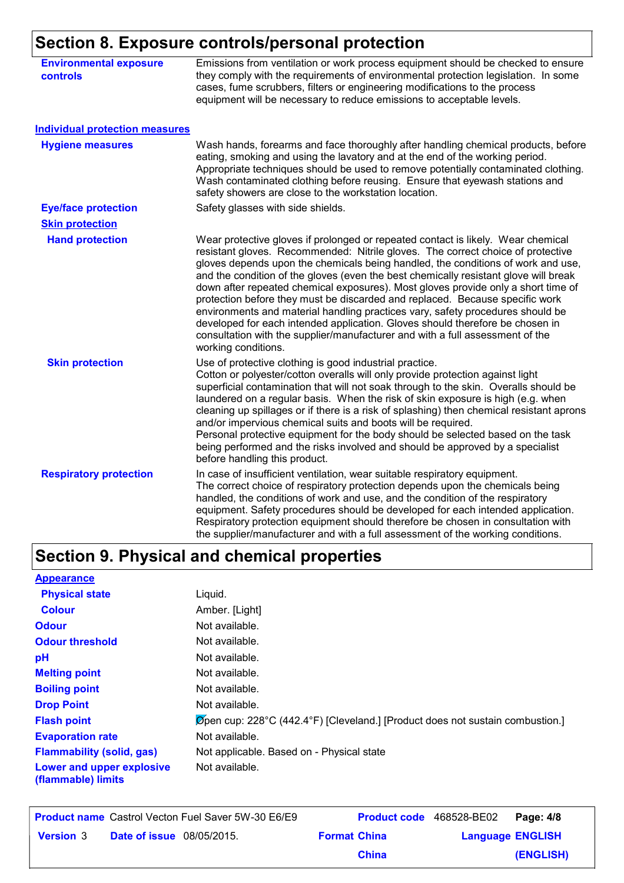## Section 8. Exposure controls/personal protection

| | |
|---|---|
| **Environmental exposure controls** | Emissions from ventilation or work process equipment should be checked to ensure they comply with the requirements of environmental protection legislation. In some cases, fume scrubbers, filters or engineering modifications to the process equipment will be necessary to reduce emissions to acceptable levels. |

### Individual protection measures

| | |
|---|---|
| **Hygiene measures** | Wash hands, forearms and face thoroughly after handling chemical products, before eating, smoking and using the lavatory and at the end of the working period. Appropriate techniques should be used to remove potentially contaminated clothing. Wash contaminated clothing before reusing. Ensure that eyewash stations and safety showers are close to the workstation location. |
| **Eye/face protection** | Safety glasses with side shields. |
| **Skin protection** | |
| **Hand protection** | Wear protective gloves if prolonged or repeated contact is likely. Wear chemical resistant gloves. Recommended: Nitrile gloves. The correct choice of protective gloves depends upon the chemicals being handled, the conditions of work and use, and the condition of the gloves (even the best chemically resistant glove will break down after repeated chemical exposures). Most gloves provide only a short time of protection before they must be discarded and replaced. Because specific work environments and material handling practices vary, safety procedures should be developed for each intended application. Gloves should therefore be chosen in consultation with the supplier/manufacturer and with a full assessment of the working conditions. |
| **Skin protection** | Use of protective clothing is good industrial practice.<br>Cotton or polyester/cotton overalls will only provide protection against light superficial contamination that will not soak through to the skin. Overalls should be laundered on a regular basis. When the risk of skin exposure is high (e.g. when cleaning up spillages or if there is a risk of splashing) then chemical resistant aprons and/or impervious chemical suits and boots will be required.<br>Personal protective equipment for the body should be selected based on the task being performed and the risks involved and should be approved by a specialist before handling this product. |
| **Respiratory protection** | In case of insufficient ventilation, wear suitable respiratory equipment.<br>The correct choice of respiratory protection depends upon the chemicals being handled, the conditions of work and use, and the condition of the respiratory equipment. Safety procedures should be developed for each intended application. Respiratory protection equipment should therefore be chosen in consultation with the supplier/manufacturer and with a full assessment of the working conditions. |

## Section 9. Physical and chemical properties

### Appearance

| | |
|---|---|
| **Physical state** | Liquid. |
| **Colour** | Amber. [Light] |
| **Odour** | Not available. |
| **Odour threshold** | Not available. |
| **pH** | Not available. |
| **Melting point** | Not available. |
| **Boiling point** | Not available. |
| **Drop Point** | Not available. |
| **Flash point** | Open cup: 228°C (442.4°F) [Cleveland.] [Product does not sustain combustion.] |
| **Evaporation rate** | Not available. |
| **Flammability (solid, gas)** | Not applicable. Based on - Physical state |
| **Lower and upper explosive (flammable) limits** | Not available. |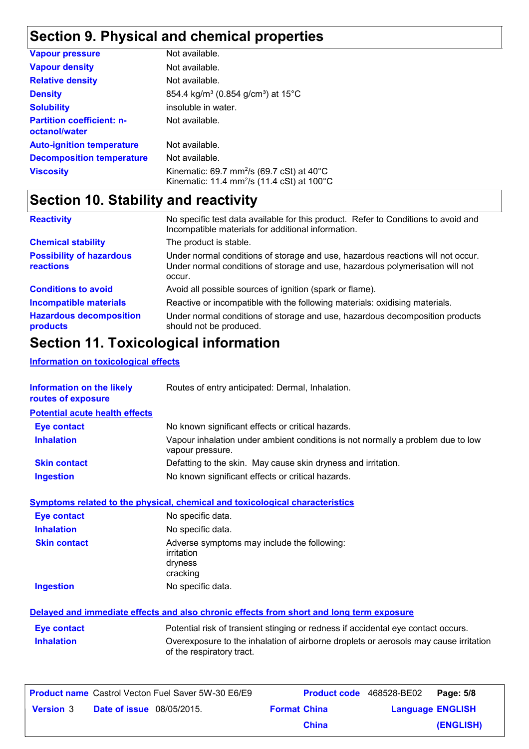## Section 9. Physical and chemical properties

| | |
|---|---|
| **Vapour pressure** | Not available. |
| **Vapour density** | Not available. |
| **Relative density** | Not available. |
| **Density** | 854.4 kg/m³ (0.854 g/cm³) at 15°C |
| **Solubility** | insoluble in water. |
| **Partition coefficient: n-octanol/water** | Not available. |
| **Auto-ignition temperature** | Not available. |
| **Decomposition temperature** | Not available. |
| **Viscosity** | Kinematic: 69.7 mm²/s (69.7 cSt) at 40°C<br>Kinematic: 11.4 mm²/s (11.4 cSt) at 100°C |

## Section 10. Stability and reactivity

| | |
|---|---|
| **Reactivity** | No specific test data available for this product. Refer to Conditions to avoid and Incompatible materials for additional information. |
| **Chemical stability** | The product is stable. |
| **Possibility of hazardous reactions** | Under normal conditions of storage and use, hazardous reactions will not occur. Under normal conditions of storage and use, hazardous polymerisation will not occur. |
| **Conditions to avoid** | Avoid all possible sources of ignition (spark or flame). |
| **Incompatible materials** | Reactive or incompatible with the following materials: oxidising materials. |
| **Hazardous decomposition products** | Under normal conditions of storage and use, hazardous decomposition products should not be produced. |

## Section 11. Toxicological information

### Information on toxicological effects

| | |
|---|---|
| **Information on the likely routes of exposure** | Routes of entry anticipated: Dermal, Inhalation. |

**Potential acute health effects**

| | |
|---|---|
| **Eye contact** | No known significant effects or critical hazards. |
| **Inhalation** | Vapour inhalation under ambient conditions is not normally a problem due to low vapour pressure. |
| **Skin contact** | Defatting to the skin. May cause skin dryness and irritation. |
| **Ingestion** | No known significant effects or critical hazards. |

**Symptoms related to the physical, chemical and toxicological characteristics**

| | |
|---|---|
| **Eye contact** | No specific data. |
| **Inhalation** | No specific data. |
| **Skin contact** | Adverse symptoms may include the following:<br>irritation<br>dryness<br>cracking |
| **Ingestion** | No specific data. |

**Delayed and immediate effects and also chronic effects from short and long term exposure**

| | |
|---|---|
| **Eye contact** | Potential risk of transient stinging or redness if accidental eye contact occurs. |
| **Inhalation** | Overexposure to the inhalation of airborne droplets or aerosols may cause irritation of the respiratory tract. |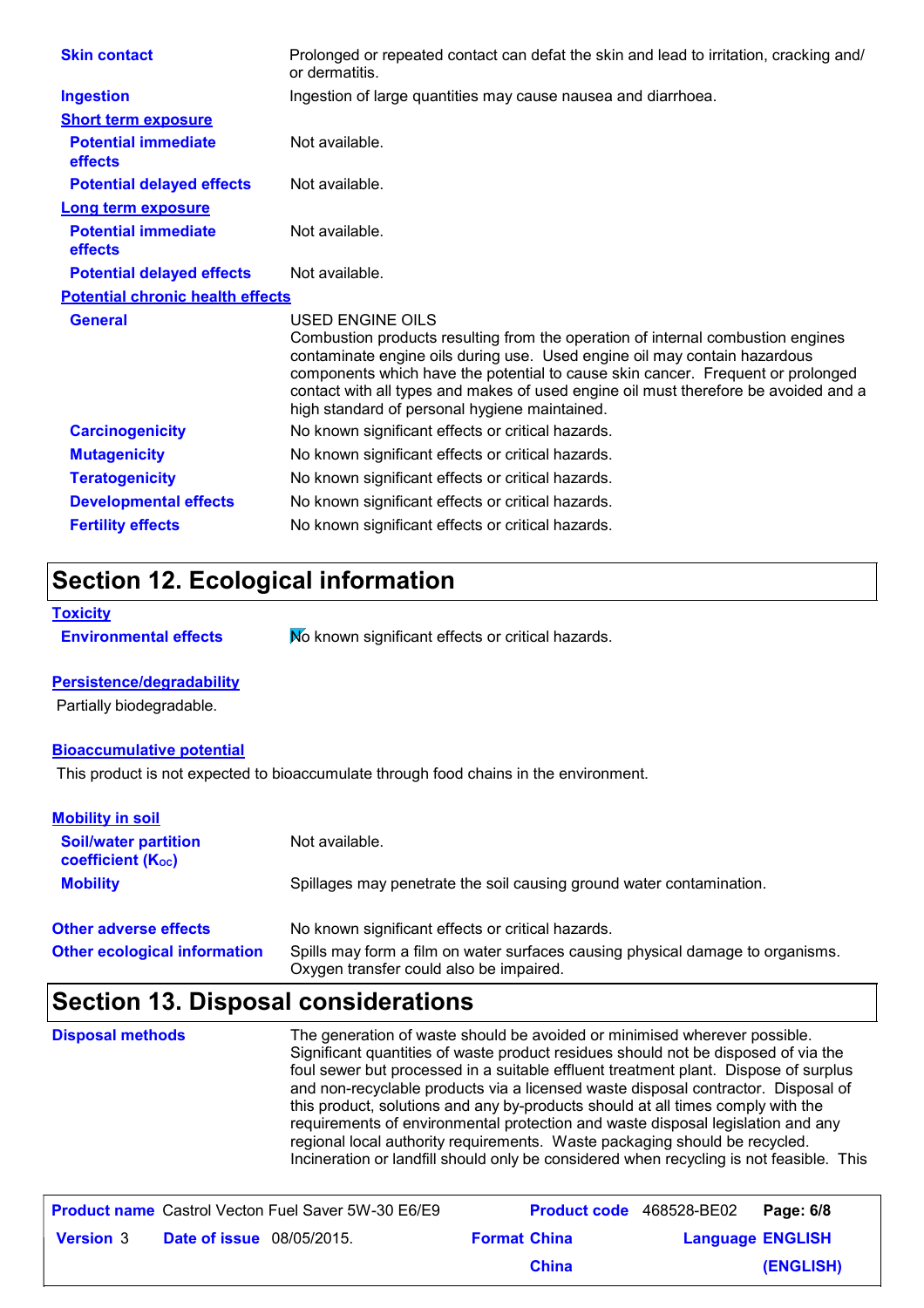| | |
|---|---|
| **Skin contact** | Prolonged or repeated contact can defat the skin and lead to irritation, cracking and/ or dermatitis. |
| **Ingestion** | Ingestion of large quantities may cause nausea and diarrhoea. |

**Short term exposure**

| | |
|---|---|
| **Potential immediate effects** | Not available. |
| **Potential delayed effects** | Not available. |

**Long term exposure**

| | |
|---|---|
| **Potential immediate effects** | Not available. |
| **Potential delayed effects** | Not available. |

**Potential chronic health effects**

| | |
|---|---|
| **General** | USED ENGINE OILS<br>Combustion products resulting from the operation of internal combustion engines contaminate engine oils during use. Used engine oil may contain hazardous components which have the potential to cause skin cancer. Frequent or prolonged contact with all types and makes of used engine oil must therefore be avoided and a high standard of personal hygiene maintained. |
| **Carcinogenicity** | No known significant effects or critical hazards. |
| **Mutagenicity** | No known significant effects or critical hazards. |
| **Teratogenicity** | No known significant effects or critical hazards. |
| **Developmental effects** | No known significant effects or critical hazards. |
| **Fertility effects** | No known significant effects or critical hazards. |

## Section 12. Ecological information

**Toxicity**

| | |
|---|---|
| **Environmental effects** | No known significant effects or critical hazards. |

**Persistence/degradability**

Partially biodegradable.

**Bioaccumulative potential**

This product is not expected to bioaccumulate through food chains in the environment.

**Mobility in soil**

| | |
|---|---|
| **Soil/water partition coefficient ($K_{OC}$)** | Not available. |
| **Mobility** | Spillages may penetrate the soil causing ground water contamination. |
| **Other adverse effects** | No known significant effects or critical hazards. |
| **Other ecological information** | Spills may form a film on water surfaces causing physical damage to organisms. Oxygen transfer could also be impaired. |

## Section 13. Disposal considerations

| | |
|---|---|
| **Disposal methods** | The generation of waste should be avoided or minimised wherever possible. Significant quantities of waste product residues should not be disposed of via the foul sewer but processed in a suitable effluent treatment plant. Dispose of surplus and non-recyclable products via a licensed waste disposal contractor. Disposal of this product, solutions and any by-products should at all times comply with the requirements of environmental protection and waste disposal legislation and any regional local authority requirements. Waste packaging should be recycled. Incineration or landfill should only be considered when recycling is not feasible. This |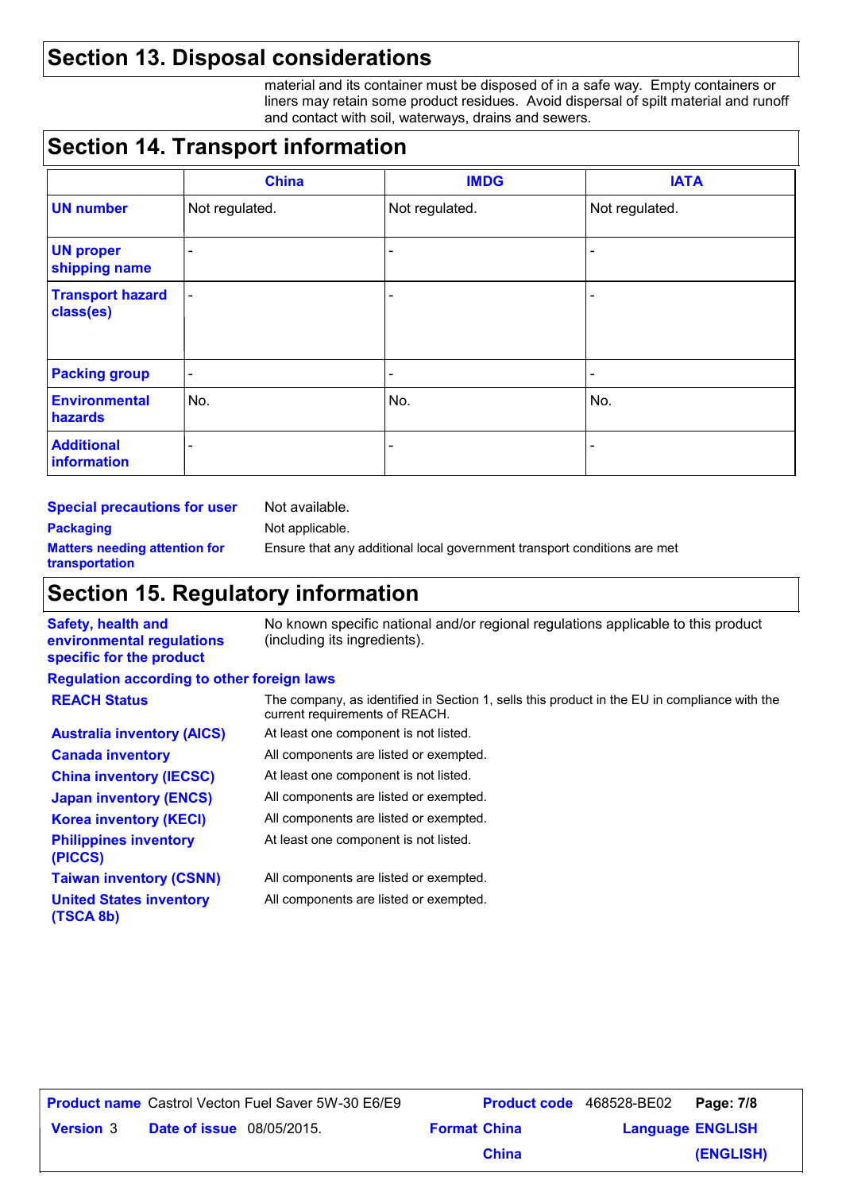## Section 13. Disposal considerations

material and its container must be disposed of in a safe way. Empty containers or liners may retain some product residues. Avoid dispersal of spilt material and runoff and contact with soil, waterways, drains and sewers.

## Section 14. Transport information

| | China | IMDG | IATA |
|---|---|---|---|
| **UN number** | Not regulated. | Not regulated. | Not regulated. |
| **UN proper shipping name** | - | - | - |
| **Transport hazard class(es)** | - | - | - |
| **Packing group** | - | - | - |
| **Environmental hazards** | No. | No. | No. |
| **Additional information** | - | - | - |

**Special precautions for user** Not available.

**Packaging** Not applicable.

**Matters needing attention for transportation** Ensure that any additional local government transport conditions are met

## Section 15. Regulatory information

**Safety, health and environmental regulations specific for the product** No known specific national and/or regional regulations applicable to this product (including its ingredients).

**Regulation according to other foreign laws**

**REACH Status** The company, as identified in Section 1, sells this product in the EU in compliance with the current requirements of REACH.

**Australia inventory (AICS)** At least one component is not listed.

**Canada inventory** All components are listed or exempted.

**China inventory (IECSC)** At least one component is not listed.

**Japan inventory (ENCS)** All components are listed or exempted.

**Korea inventory (KECI)** All components are listed or exempted.

**Philippines inventory (PICCS)** At least one component is not listed.

**Taiwan inventory (CSNN)** All components are listed or exempted.

**United States inventory (TSCA 8b)** All components are listed or exempted.

| **Product name** Castrol Vecton Fuel Saver 5W-30 E6/E9 | **Product code** 468528-BE02 | **Page: 7/8** |
|---|---|---|
| **Version** 3 **Date of issue** 08/05/2015. | **Format China China** | **Language ENGLISH (ENGLISH)** |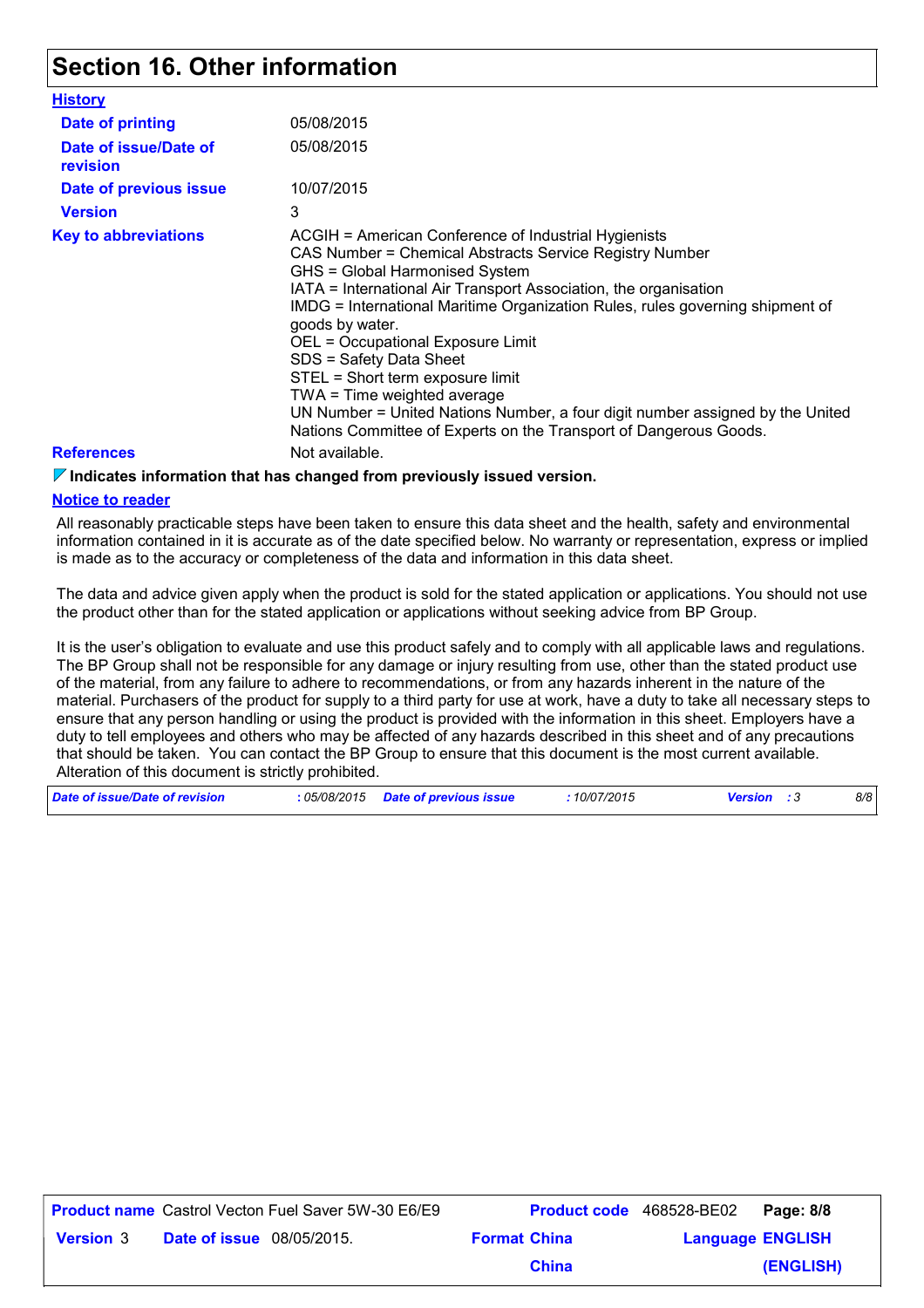# Section 16. Other information

**History**

| | |
|---|---|
| **Date of printing** | 05/08/2015 |
| **Date of issue/Date of revision** | 05/08/2015 |
| **Date of previous issue** | 10/07/2015 |
| **Version** | 3 |

**Key to abbreviations**

ACGIH = American Conference of Industrial Hygienists
CAS Number = Chemical Abstracts Service Registry Number
GHS = Global Harmonised System
IATA = International Air Transport Association, the organisation
IMDG = International Maritime Organization Rules, rules governing shipment of goods by water.
OEL = Occupational Exposure Limit
SDS = Safety Data Sheet
STEL = Short term exposure limit
TWA = Time weighted average
UN Number = United Nations Number, a four digit number assigned by the United Nations Committee of Experts on the Transport of Dangerous Goods.

**References** Not available.

**Indicates information that has changed from previously issued version.**

**Notice to reader**

All reasonably practicable steps have been taken to ensure this data sheet and the health, safety and environmental information contained in it is accurate as of the date specified below. No warranty or representation, express or implied is made as to the accuracy or completeness of the data and information in this data sheet.

The data and advice given apply when the product is sold for the stated application or applications. You should not use the product other than for the stated application or applications without seeking advice from BP Group.

It is the user's obligation to evaluate and use this product safely and to comply with all applicable laws and regulations. The BP Group shall not be responsible for any damage or injury resulting from use, other than the stated product use of the material, from any failure to adhere to recommendations, or from any hazards inherent in the nature of the material. Purchasers of the product for supply to a third party for use at work, have a duty to take all necessary steps to ensure that any person handling or using the product is provided with the information in this sheet. Employers have a duty to tell employees and others who may be affected of any hazards described in this sheet and of any precautions that should be taken. You can contact the BP Group to ensure that this document is the most current available. Alteration of this document is strictly prohibited.